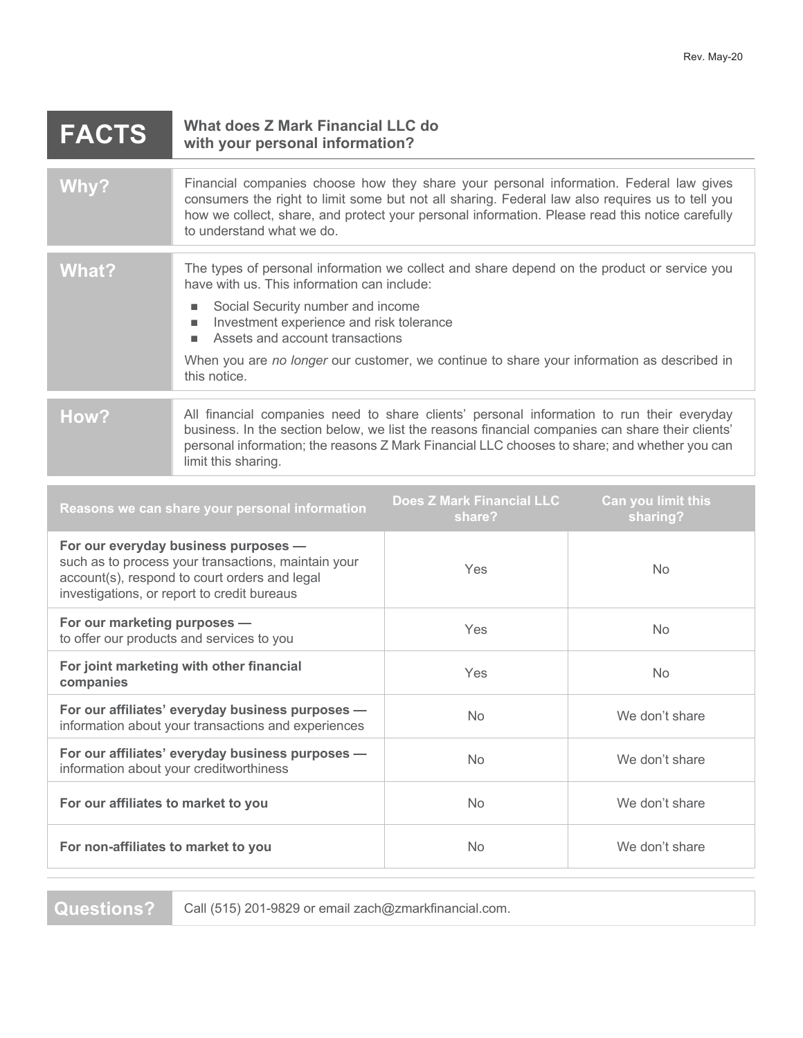Rev. May-20

# FACTS — What does Z Mark Financial LLC do with your personal information?

**Why?**

Financial companies choose how they share your personal information. Federal law gives consumers the right to limit some but not all sharing. Federal law also requires us to tell you how we collect, share, and protect your personal information. Please read this notice carefully to understand what we do.

**What?**

The types of personal information we collect and share depend on the product or service you have with us. This information can include:

- Social Security number and income
- Investment experience and risk tolerance
- Assets and account transactions

When you are *no longer* our customer, we continue to share your information as described in this notice.

**How?**

All financial companies need to share clients' personal information to run their everyday business. In the section below, we list the reasons financial companies can share their clients' personal information; the reasons Z Mark Financial LLC chooses to share; and whether you can limit this sharing.

| Reasons we can share your personal information | Does Z Mark Financial LLC share? | Can you limit this sharing? |
|---|---|---|
| **For our everyday business purposes —** such as to process your transactions, maintain your account(s), respond to court orders and legal investigations, or report to credit bureaus | Yes | No |
| **For our marketing purposes —** to offer our products and services to you | Yes | No |
| **For joint marketing with other financial companies** | Yes | No |
| **For our affiliates' everyday business purposes —** information about your transactions and experiences | No | We don't share |
| **For our affiliates' everyday business purposes —** information about your creditworthiness | No | We don't share |
| **For our affiliates to market to you** | No | We don't share |
| **For non-affiliates to market to you** | No | We don't share |

**Questions?** Call (515) 201-9829 or email zach@zmarkfinancial.com.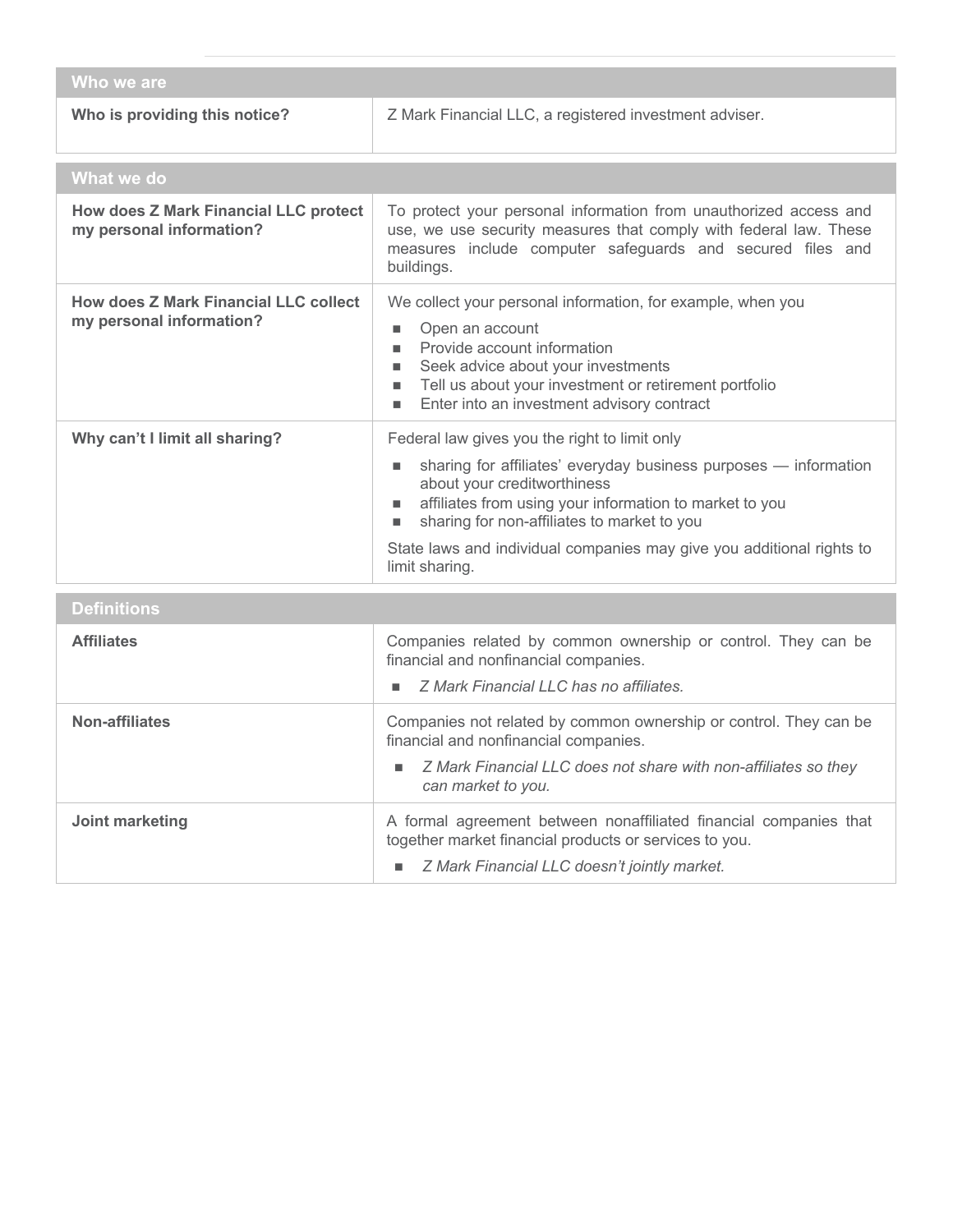| Who we are | |
| --- | --- |
| **Who is providing this notice?** | Z Mark Financial LLC, a registered investment adviser. |

| What we do | |
| --- | --- |
| **How does Z Mark Financial LLC protect my personal information?** | To protect your personal information from unauthorized access and use, we use security measures that comply with federal law. These measures include computer safeguards and secured files and buildings. |
| **How does Z Mark Financial LLC collect my personal information?** | We collect your personal information, for example, when you<br>▪ Open an account<br>▪ Provide account information<br>▪ Seek advice about your investments<br>▪ Tell us about your investment or retirement portfolio<br>▪ Enter into an investment advisory contract |
| **Why can't I limit all sharing?** | Federal law gives you the right to limit only<br>▪ sharing for affiliates' everyday business purposes — information about your creditworthiness<br>▪ affiliates from using your information to market to you<br>▪ sharing for non-affiliates to market to you<br>State laws and individual companies may give you additional rights to limit sharing. |

| Definitions | |
| --- | --- |
| **Affiliates** | Companies related by common ownership or control. They can be financial and nonfinancial companies.<br>▪ *Z Mark Financial LLC has no affiliates.* |
| **Non-affiliates** | Companies not related by common ownership or control. They can be financial and nonfinancial companies.<br>▪ *Z Mark Financial LLC does not share with non-affiliates so they can market to you.* |
| **Joint marketing** | A formal agreement between nonaffiliated financial companies that together market financial products or services to you.<br>▪ *Z Mark Financial LLC doesn't jointly market.* |